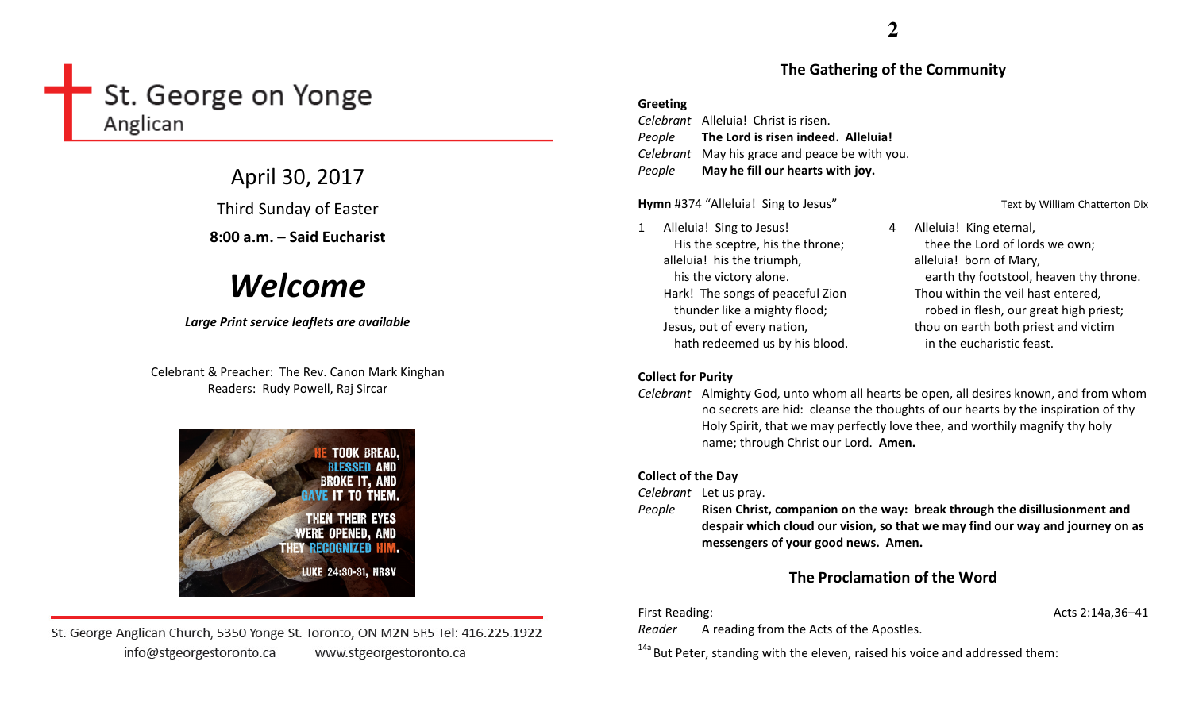# St. George on Yonge

Anglican

April 30, 2017

Third Sunday of Easter

**8:00 a.m. – Said Eucharist**

# *Welcome*

***Large Print service leaflets are available***

Celebrant & Preacher: The Rev. Canon Mark Kinghan
Readers: Rudy Powell, Raj Sircar

HE TOOK BREAD, BLESSED AND BROKE IT, AND GAVE IT TO THEM. THEN THEIR EYES WERE OPENED, AND THEY RECOGNIZED HIM. LUKE 24:30-31, NRSV

St. George Anglican Church, 5350 Yonge St. Toronto, ON M2N 5R5 Tel: 416.225.1922
info@stgeorgestoronto.ca www.stgeorgestoronto.ca

## The Gathering of the Community

**Greeting**

*Celebrant* Alleluia! Christ is risen.
*People* **The Lord is risen indeed. Alleluia!**
*Celebrant* May his grace and peace be with you.
*People* **May he fill our hearts with joy.**

**Hymn** #374 "Alleluia! Sing to Jesus" — Text by William Chatterton Dix

1 Alleluia! Sing to Jesus!
  His the sceptre, his the throne;
alleluia! his the triumph,
  his the victory alone.
Hark! The songs of peaceful Zion
  thunder like a mighty flood;
Jesus, out of every nation,
  hath redeemed us by his blood.

4 Alleluia! King eternal,
  thee the Lord of lords we own;
alleluia! born of Mary,
  earth thy footstool, heaven thy throne.
Thou within the veil hast entered,
  robed in flesh, our great high priest;
thou on earth both priest and victim
  in the eucharistic feast.

**Collect for Purity**

*Celebrant* Almighty God, unto whom all hearts be open, all desires known, and from whom no secrets are hid: cleanse the thoughts of our hearts by the inspiration of thy Holy Spirit, that we may perfectly love thee, and worthily magnify thy holy name; through Christ our Lord. **Amen.**

**Collect of the Day**

*Celebrant* Let us pray.
*People* **Risen Christ, companion on the way: break through the disillusionment and despair which cloud our vision, so that we may find our way and journey on as messengers of your good news. Amen.**

## The Proclamation of the Word

First Reading: Acts 2:14a,36–41

*Reader* A reading from the Acts of the Apostles.

[14a] But Peter, standing with the eleven, raised his voice and addressed them: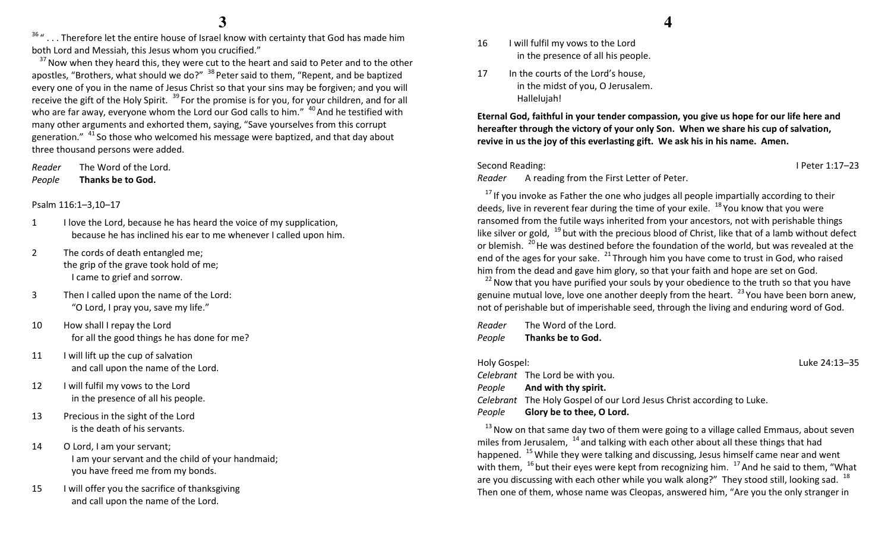[36] " . . . Therefore let the entire house of Israel know with certainty that God has made him both Lord and Messiah, this Jesus whom you crucified."

[37] Now when they heard this, they were cut to the heart and said to Peter and to the other apostles, "Brothers, what should we do?" [38] Peter said to them, "Repent, and be baptized every one of you in the name of Jesus Christ so that your sins may be forgiven; and you will receive the gift of the Holy Spirit. [39] For the promise is for you, for your children, and for all who are far away, everyone whom the Lord our God calls to him." [40] And he testified with many other arguments and exhorted them, saying, "Save yourselves from this corrupt generation." [41] So those who welcomed his message were baptized, and that day about three thousand persons were added.

*Reader* The Word of the Lord.
*People* **Thanks be to God.**

Psalm 116:1–3,10–17

1 I love the Lord, because he has heard the voice of my supplication,
because he has inclined his ear to me whenever I called upon him.

2 The cords of death entangled me;
the grip of the grave took hold of me;
I came to grief and sorrow.

3 Then I called upon the name of the Lord:
"O Lord, I pray you, save my life."

10 How shall I repay the Lord
for all the good things he has done for me?

11 I will lift up the cup of salvation
and call upon the name of the Lord.

12 I will fulfil my vows to the Lord
in the presence of all his people.

13 Precious in the sight of the Lord
is the death of his servants.

14 O Lord, I am your servant;
I am your servant and the child of your handmaid;
you have freed me from my bonds.

15 I will offer you the sacrifice of thanksgiving
and call upon the name of the Lord.

16 I will fulfil my vows to the Lord
in the presence of all his people.

17 In the courts of the Lord's house,
in the midst of you, O Jerusalem.
Hallelujah!

**Eternal God, faithful in your tender compassion, you give us hope for our life here and hereafter through the victory of your only Son. When we share his cup of salvation, revive in us the joy of this everlasting gift. We ask his in his name. Amen.**

Second Reading: I Peter 1:17–23

*Reader* A reading from the First Letter of Peter.

[17] If you invoke as Father the one who judges all people impartially according to their deeds, live in reverent fear during the time of your exile. [18] You know that you were ransomed from the futile ways inherited from your ancestors, not with perishable things like silver or gold, [19] but with the precious blood of Christ, like that of a lamb without defect or blemish. [20] He was destined before the foundation of the world, but was revealed at the end of the ages for your sake. [21] Through him you have come to trust in God, who raised him from the dead and gave him glory, so that your faith and hope are set on God.

[22] Now that you have purified your souls by your obedience to the truth so that you have genuine mutual love, love one another deeply from the heart. [23] You have been born anew, not of perishable but of imperishable seed, through the living and enduring word of God.

*Reader* The Word of the Lord.
*People* **Thanks be to God.**

Holy Gospel: Luke 24:13–35

*Celebrant* The Lord be with you.
*People* **And with thy spirit.**
*Celebrant* The Holy Gospel of our Lord Jesus Christ according to Luke.
*People* **Glory be to thee, O Lord.**

[13] Now on that same day two of them were going to a village called Emmaus, about seven miles from Jerusalem, [14] and talking with each other about all these things that had happened. [15] While they were talking and discussing, Jesus himself came near and went with them, [16] but their eyes were kept from recognizing him. [17] And he said to them, "What are you discussing with each other while you walk along?" They stood still, looking sad. [18] Then one of them, whose name was Cleopas, answered him, "Are you the only stranger in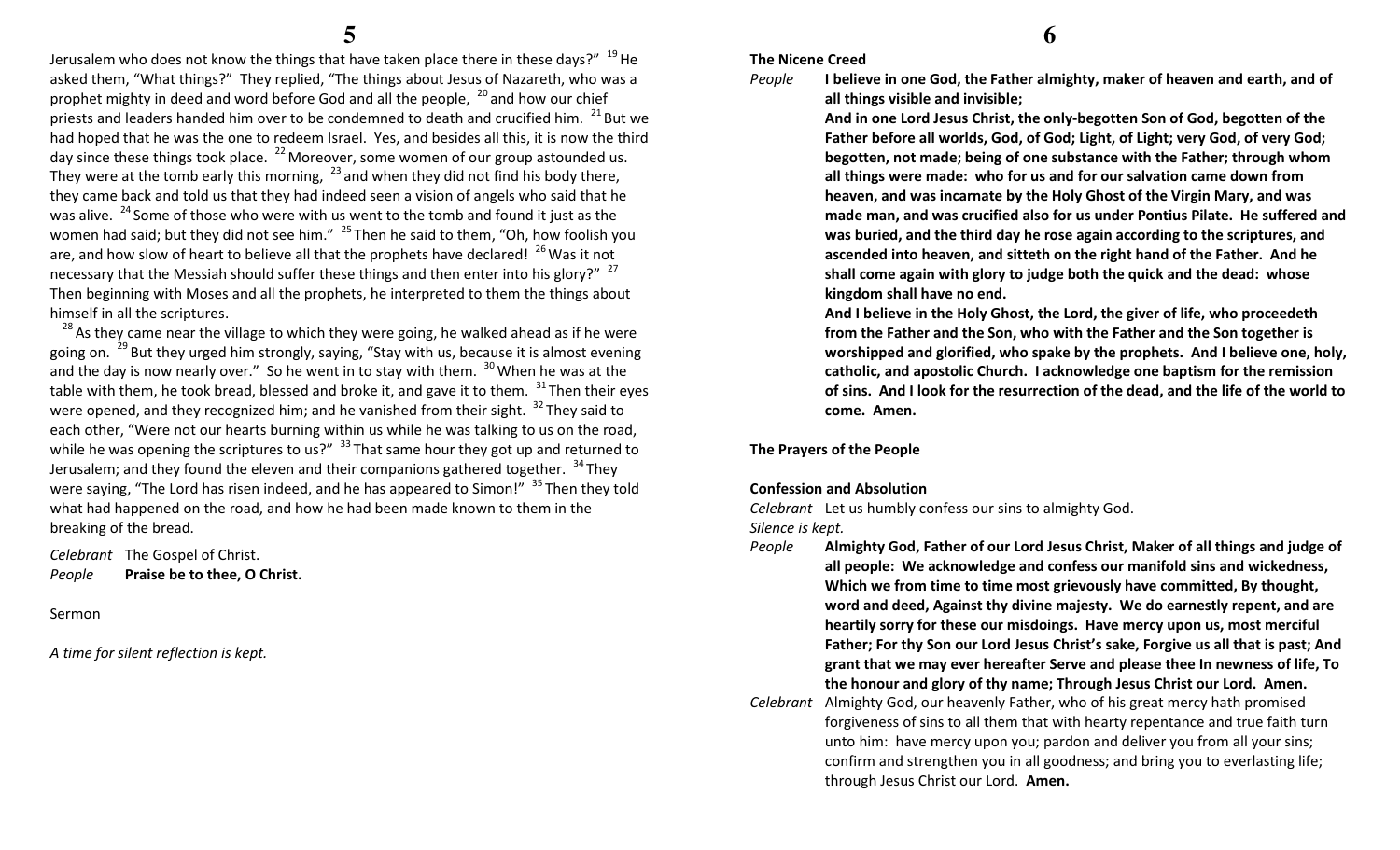Jerusalem who does not know the things that have taken place there in these days?" [19] He asked them, "What things?" They replied, "The things about Jesus of Nazareth, who was a prophet mighty in deed and word before God and all the people, [20] and how our chief priests and leaders handed him over to be condemned to death and crucified him. [21] But we had hoped that he was the one to redeem Israel. Yes, and besides all this, it is now the third day since these things took place. [22] Moreover, some women of our group astounded us. They were at the tomb early this morning, [23] and when they did not find his body there, they came back and told us that they had indeed seen a vision of angels who said that he was alive. [24] Some of those who were with us went to the tomb and found it just as the women had said; but they did not see him." [25] Then he said to them, "Oh, how foolish you are, and how slow of heart to believe all that the prophets have declared! [26] Was it not necessary that the Messiah should suffer these things and then enter into his glory?" [27] Then beginning with Moses and all the prophets, he interpreted to them the things about himself in all the scriptures.

[28] As they came near the village to which they were going, he walked ahead as if he were going on. [29] But they urged him strongly, saying, "Stay with us, because it is almost evening and the day is now nearly over." So he went in to stay with them. [30] When he was at the table with them, he took bread, blessed and broke it, and gave it to them. [31] Then their eyes were opened, and they recognized him; and he vanished from their sight. [32] They said to each other, "Were not our hearts burning within us while he was talking to us on the road, while he was opening the scriptures to us?" [33] That same hour they got up and returned to Jerusalem; and they found the eleven and their companions gathered together. [34] They were saying, "The Lord has risen indeed, and he has appeared to Simon!" [35] Then they told what had happened on the road, and how he had been made known to them in the breaking of the bread.

*Celebrant* The Gospel of Christ.
*People* **Praise be to thee, O Christ.**

Sermon

*A time for silent reflection is kept.*

**The Nicene Creed**

*People* **I believe in one God, the Father almighty, maker of heaven and earth, and of all things visible and invisible;**

**And in one Lord Jesus Christ, the only-begotten Son of God, begotten of the Father before all worlds, God, of God; Light, of Light; very God, of very God; begotten, not made; being of one substance with the Father; through whom all things were made: who for us and for our salvation came down from heaven, and was incarnate by the Holy Ghost of the Virgin Mary, and was made man, and was crucified also for us under Pontius Pilate. He suffered and was buried, and the third day he rose again according to the scriptures, and ascended into heaven, and sitteth on the right hand of the Father. And he shall come again with glory to judge both the quick and the dead: whose kingdom shall have no end.**

**And I believe in the Holy Ghost, the Lord, the giver of life, who proceedeth from the Father and the Son, who with the Father and the Son together is worshipped and glorified, who spake by the prophets. And I believe one, holy, catholic, and apostolic Church. I acknowledge one baptism for the remission of sins. And I look for the resurrection of the dead, and the life of the world to come. Amen.**

**The Prayers of the People**

**Confession and Absolution**

*Celebrant* Let us humbly confess our sins to almighty God.

*Silence is kept.*

*People* **Almighty God, Father of our Lord Jesus Christ, Maker of all things and judge of all people: We acknowledge and confess our manifold sins and wickedness, Which we from time to time most grievously have committed, By thought, word and deed, Against thy divine majesty. We do earnestly repent, and are heartily sorry for these our misdoings. Have mercy upon us, most merciful Father; For thy Son our Lord Jesus Christ's sake, Forgive us all that is past; And grant that we may ever hereafter Serve and please thee In newness of life, To the honour and glory of thy name; Through Jesus Christ our Lord. Amen.**

*Celebrant* Almighty God, our heavenly Father, who of his great mercy hath promised forgiveness of sins to all them that with hearty repentance and true faith turn unto him: have mercy upon you; pardon and deliver you from all your sins; confirm and strengthen you in all goodness; and bring you to everlasting life; through Jesus Christ our Lord. **Amen.**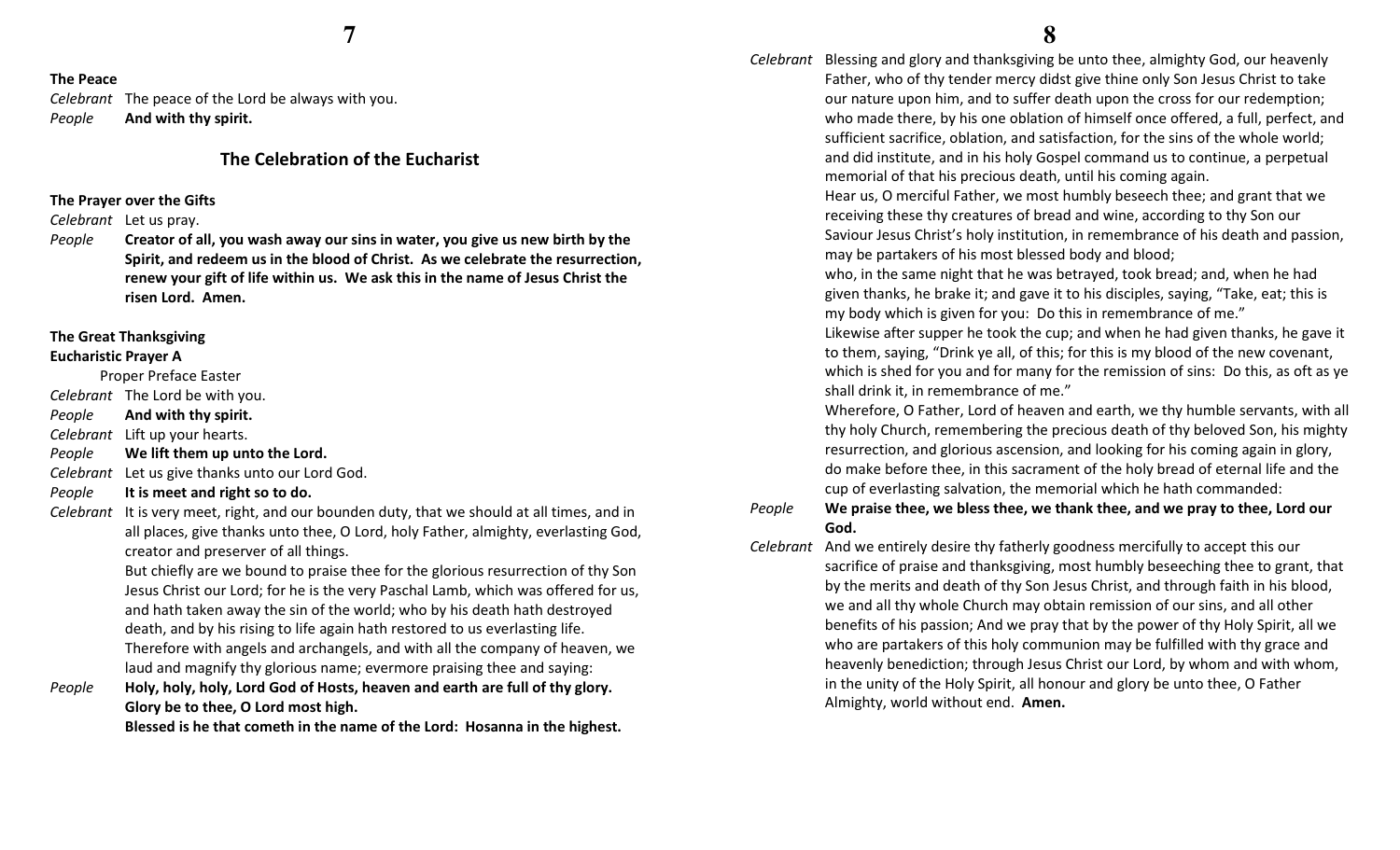**The Peace**

*Celebrant* The peace of the Lord be always with you.
*People* **And with thy spirit.**

## The Celebration of the Eucharist

**The Prayer over the Gifts**

*Celebrant* Let us pray.
*People* **Creator of all, you wash away our sins in water, you give us new birth by the Spirit, and redeem us in the blood of Christ. As we celebrate the resurrection, renew your gift of life within us. We ask this in the name of Jesus Christ the risen Lord. Amen.**

**The Great Thanksgiving**
**Eucharistic Prayer A**

Proper Preface Easter

*Celebrant* The Lord be with you.
*People* **And with thy spirit.**
*Celebrant* Lift up your hearts.
*People* **We lift them up unto the Lord.**
*Celebrant* Let us give thanks unto our Lord God.
*People* **It is meet and right so to do.**
*Celebrant* It is very meet, right, and our bounden duty, that we should at all times, and in all places, give thanks unto thee, O Lord, holy Father, almighty, everlasting God, creator and preserver of all things.
But chiefly are we bound to praise thee for the glorious resurrection of thy Son Jesus Christ our Lord; for he is the very Paschal Lamb, which was offered for us, and hath taken away the sin of the world; who by his death hath destroyed death, and by his rising to life again hath restored to us everlasting life.
Therefore with angels and archangels, and with all the company of heaven, we laud and magnify thy glorious name; evermore praising thee and saying:
*People* **Holy, holy, holy, Lord God of Hosts, heaven and earth are full of thy glory. Glory be to thee, O Lord most high.**
**Blessed is he that cometh in the name of the Lord: Hosanna in the highest.**

*Celebrant* Blessing and glory and thanksgiving be unto thee, almighty God, our heavenly Father, who of thy tender mercy didst give thine only Son Jesus Christ to take our nature upon him, and to suffer death upon the cross for our redemption; who made there, by his one oblation of himself once offered, a full, perfect, and sufficient sacrifice, oblation, and satisfaction, for the sins of the whole world; and did institute, and in his holy Gospel command us to continue, a perpetual memorial of that his precious death, until his coming again.
Hear us, O merciful Father, we most humbly beseech thee; and grant that we receiving these thy creatures of bread and wine, according to thy Son our Saviour Jesus Christ's holy institution, in remembrance of his death and passion, may be partakers of his most blessed body and blood;
who, in the same night that he was betrayed, took bread; and, when he had given thanks, he brake it; and gave it to his disciples, saying, "Take, eat; this is my body which is given for you: Do this in remembrance of me."
Likewise after supper he took the cup; and when he had given thanks, he gave it to them, saying, "Drink ye all, of this; for this is my blood of the new covenant, which is shed for you and for many for the remission of sins: Do this, as oft as ye shall drink it, in remembrance of me."
Wherefore, O Father, Lord of heaven and earth, we thy humble servants, with all thy holy Church, remembering the precious death of thy beloved Son, his mighty resurrection, and glorious ascension, and looking for his coming again in glory, do make before thee, in this sacrament of the holy bread of eternal life and the cup of everlasting salvation, the memorial which he hath commanded:
*People* **We praise thee, we bless thee, we thank thee, and we pray to thee, Lord our God.**
*Celebrant* And we entirely desire thy fatherly goodness mercifully to accept this our sacrifice of praise and thanksgiving, most humbly beseeching thee to grant, that by the merits and death of thy Son Jesus Christ, and through faith in his blood, we and all thy whole Church may obtain remission of our sins, and all other benefits of his passion; And we pray that by the power of thy Holy Spirit, all we who are partakers of this holy communion may be fulfilled with thy grace and heavenly benediction; through Jesus Christ our Lord, by whom and with whom, in the unity of the Holy Spirit, all honour and glory be unto thee, O Father Almighty, world without end. **Amen.**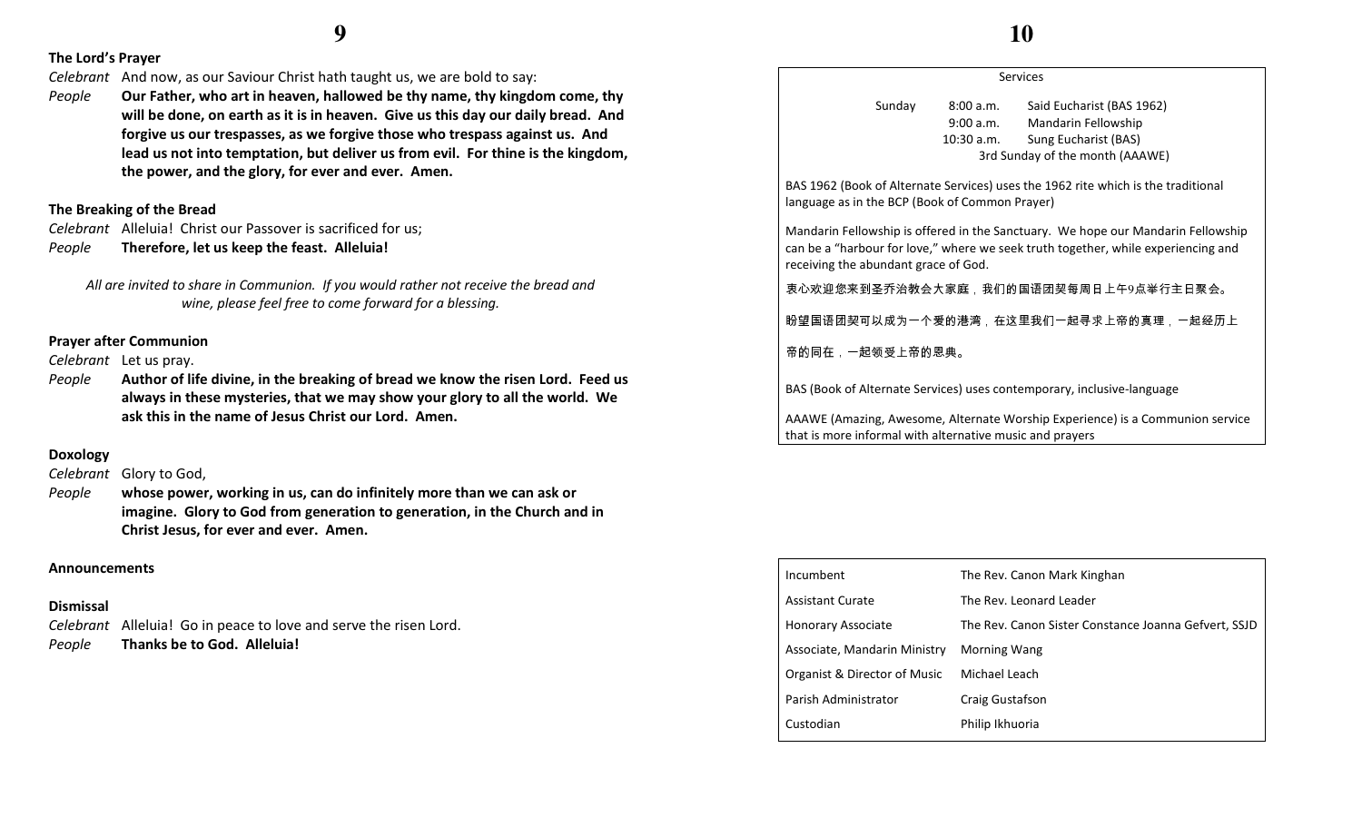### The Lord's Prayer

*Celebrant* And now, as our Saviour Christ hath taught us, we are bold to say:

*People* **Our Father, who art in heaven, hallowed be thy name, thy kingdom come, thy will be done, on earth as it is in heaven. Give us this day our daily bread. And forgive us our trespasses, as we forgive those who trespass against us. And lead us not into temptation, but deliver us from evil. For thine is the kingdom, the power, and the glory, for ever and ever. Amen.**

### The Breaking of the Bread

*Celebrant* Alleluia! Christ our Passover is sacrificed for us;

*People* **Therefore, let us keep the feast. Alleluia!**

*All are invited to share in Communion. If you would rather not receive the bread and wine, please feel free to come forward for a blessing.*

### Prayer after Communion

*Celebrant* Let us pray.

*People* **Author of life divine, in the breaking of bread we know the risen Lord. Feed us always in these mysteries, that we may show your glory to all the world. We ask this in the name of Jesus Christ our Lord. Amen.**

### Doxology

*Celebrant* Glory to God,

*People* **whose power, working in us, can do infinitely more than we can ask or imagine. Glory to God from generation to generation, in the Church and in Christ Jesus, for ever and ever. Amen.**

### Announcements

### Dismissal

*Celebrant* Alleluia! Go in peace to love and serve the risen Lord.

*People* **Thanks be to God. Alleluia!**

Services

| | | |
|---|---|---|
| Sunday | 8:00 a.m. | Said Eucharist (BAS 1962) |
| | 9:00 a.m. | Mandarin Fellowship |
| | 10:30 a.m. | Sung Eucharist (BAS) |
| | | 3rd Sunday of the month (AAAWE) |

BAS 1962 (Book of Alternate Services) uses the 1962 rite which is the traditional language as in the BCP (Book of Common Prayer)

Mandarin Fellowship is offered in the Sanctuary. We hope our Mandarin Fellowship can be a "harbour for love," where we seek truth together, while experiencing and receiving the abundant grace of God.

衷心欢迎您来到圣乔治教会大家庭，我们的国语团契每周日上午9点举行主日聚会。

盼望国语团契可以成为一个爱的港湾，在这里我们一起寻求上帝的真理，一起经历上帝的同在，一起领受上帝的恩典。

BAS (Book of Alternate Services) uses contemporary, inclusive-language

AAAWE (Amazing, Awesome, Alternate Worship Experience) is a Communion service that is more informal with alternative music and prayers

| | |
|---|---|
| Incumbent | The Rev. Canon Mark Kinghan |
| Assistant Curate | The Rev. Leonard Leader |
| Honorary Associate | The Rev. Canon Sister Constance Joanna Gefvert, SSJD |
| Associate, Mandarin Ministry | Morning Wang |
| Organist & Director of Music | Michael Leach |
| Parish Administrator | Craig Gustafson |
| Custodian | Philip Ikhuoria |